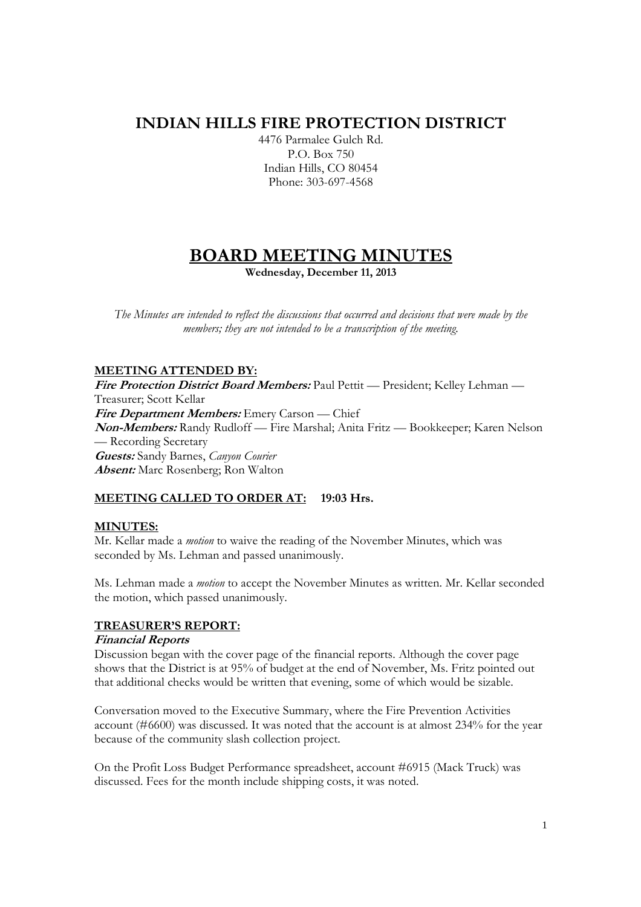# INDIAN HILLS FIRE PROTECTION DISTRICT

4476 Parmalee Gulch Rd.
P.O. Box 750
Indian Hills, CO 80454
Phone: 303-697-4568

# BOARD MEETING MINUTES

**Wednesday, December 11, 2013**

*The Minutes are intended to reflect the discussions that occurred and decisions that were made by the members; they are not intended to be a transcription of the meeting.*

## MEETING ATTENDED BY:

***Fire Protection District Board Members:*** Paul Pettit — President; Kelley Lehman — Treasurer; Scott Kellar
***Fire Department Members:*** Emery Carson — Chief
***Non-Members:*** Randy Rudloff — Fire Marshal; Anita Fritz — Bookkeeper; Karen Nelson — Recording Secretary
***Guests:*** Sandy Barnes, *Canyon Courier*
***Absent:*** Marc Rosenberg; Ron Walton

## MEETING CALLED TO ORDER AT: 19:03 Hrs.

## MINUTES:

Mr. Kellar made a *motion* to waive the reading of the November Minutes, which was seconded by Ms. Lehman and passed unanimously.

Ms. Lehman made a *motion* to accept the November Minutes as written. Mr. Kellar seconded the motion, which passed unanimously.

## TREASURER'S REPORT:

### *Financial Reports*

Discussion began with the cover page of the financial reports. Although the cover page shows that the District is at 95% of budget at the end of November, Ms. Fritz pointed out that additional checks would be written that evening, some of which would be sizable.

Conversation moved to the Executive Summary, where the Fire Prevention Activities account (#6600) was discussed. It was noted that the account is at almost 234% for the year because of the community slash collection project.

On the Profit Loss Budget Performance spreadsheet, account #6915 (Mack Truck) was discussed. Fees for the month include shipping costs, it was noted.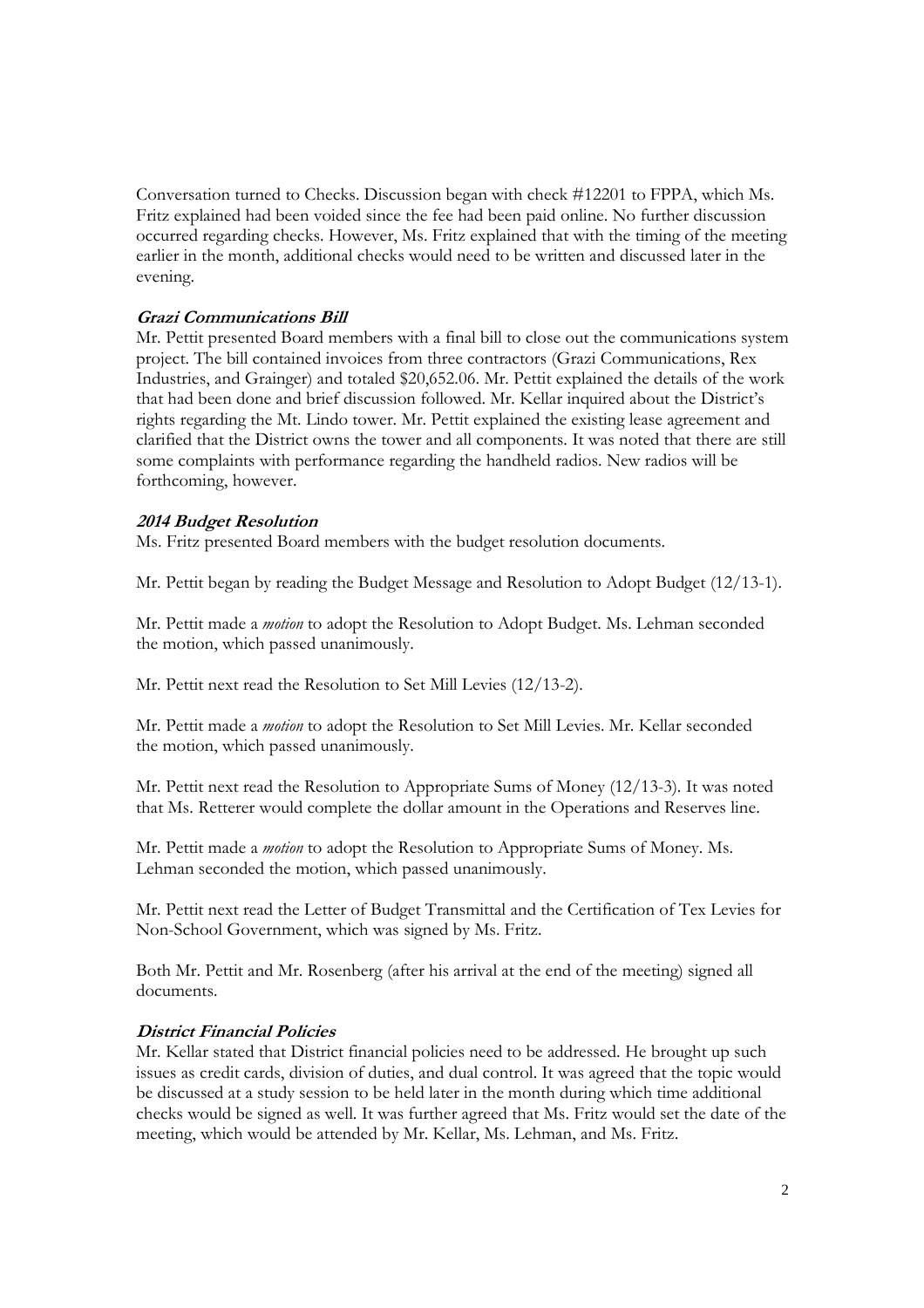Conversation turned to Checks. Discussion began with check #12201 to FPPA, which Ms. Fritz explained had been voided since the fee had been paid online. No further discussion occurred regarding checks. However, Ms. Fritz explained that with the timing of the meeting earlier in the month, additional checks would need to be written and discussed later in the evening.

***Grazi Communications Bill***

Mr. Pettit presented Board members with a final bill to close out the communications system project. The bill contained invoices from three contractors (Grazi Communications, Rex Industries, and Grainger) and totaled $20,652.06. Mr. Pettit explained the details of the work that had been done and brief discussion followed. Mr. Kellar inquired about the District's rights regarding the Mt. Lindo tower. Mr. Pettit explained the existing lease agreement and clarified that the District owns the tower and all components. It was noted that there are still some complaints with performance regarding the handheld radios. New radios will be forthcoming, however.

***2014 Budget Resolution***

Ms. Fritz presented Board members with the budget resolution documents.

Mr. Pettit began by reading the Budget Message and Resolution to Adopt Budget (12/13-1).

Mr. Pettit made a *motion* to adopt the Resolution to Adopt Budget. Ms. Lehman seconded the motion, which passed unanimously.

Mr. Pettit next read the Resolution to Set Mill Levies (12/13-2).

Mr. Pettit made a *motion* to adopt the Resolution to Set Mill Levies. Mr. Kellar seconded the motion, which passed unanimously.

Mr. Pettit next read the Resolution to Appropriate Sums of Money (12/13-3). It was noted that Ms. Retterer would complete the dollar amount in the Operations and Reserves line.

Mr. Pettit made a *motion* to adopt the Resolution to Appropriate Sums of Money. Ms. Lehman seconded the motion, which passed unanimously.

Mr. Pettit next read the Letter of Budget Transmittal and the Certification of Tex Levies for Non-School Government, which was signed by Ms. Fritz.

Both Mr. Pettit and Mr. Rosenberg (after his arrival at the end of the meeting) signed all documents.

***District Financial Policies***

Mr. Kellar stated that District financial policies need to be addressed. He brought up such issues as credit cards, division of duties, and dual control. It was agreed that the topic would be discussed at a study session to be held later in the month during which time additional checks would be signed as well. It was further agreed that Ms. Fritz would set the date of the meeting, which would be attended by Mr. Kellar, Ms. Lehman, and Ms. Fritz.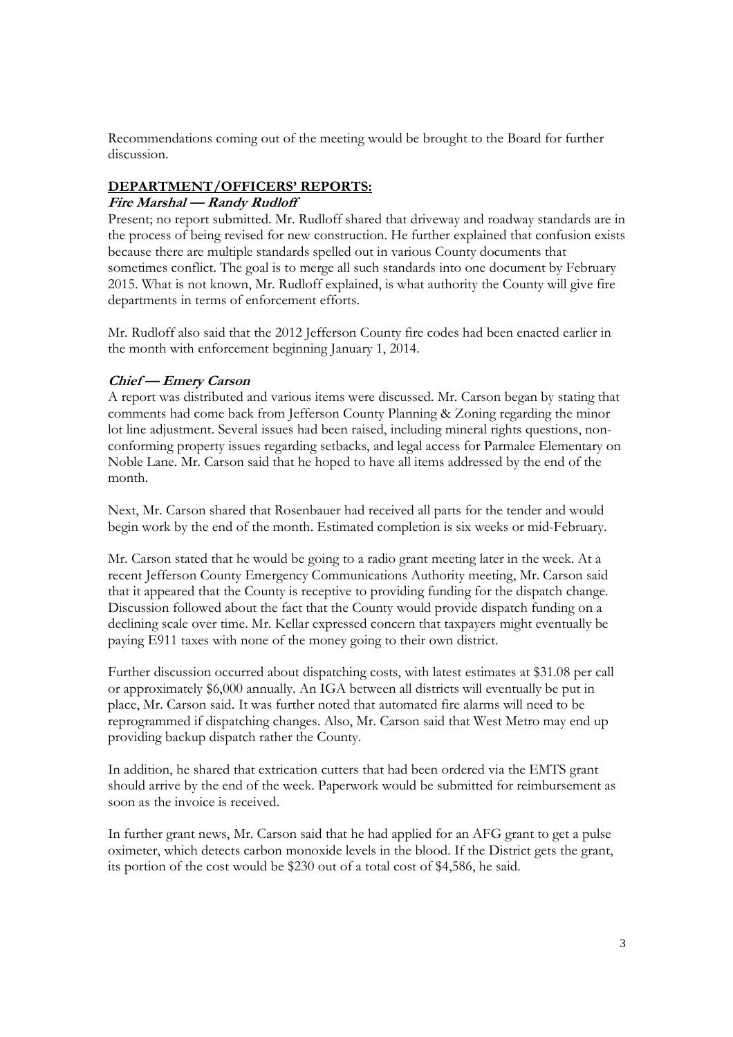Recommendations coming out of the meeting would be brought to the Board for further discussion.

## DEPARTMENT/OFFICERS' REPORTS:

### *Fire Marshal — Randy Rudloff*

Present; no report submitted. Mr. Rudloff shared that driveway and roadway standards are in the process of being revised for new construction. He further explained that confusion exists because there are multiple standards spelled out in various County documents that sometimes conflict. The goal is to merge all such standards into one document by February 2015. What is not known, Mr. Rudloff explained, is what authority the County will give fire departments in terms of enforcement efforts.

Mr. Rudloff also said that the 2012 Jefferson County fire codes had been enacted earlier in the month with enforcement beginning January 1, 2014.

### *Chief — Emery Carson*

A report was distributed and various items were discussed. Mr. Carson began by stating that comments had come back from Jefferson County Planning & Zoning regarding the minor lot line adjustment. Several issues had been raised, including mineral rights questions, non-conforming property issues regarding setbacks, and legal access for Parmalee Elementary on Noble Lane. Mr. Carson said that he hoped to have all items addressed by the end of the month.

Next, Mr. Carson shared that Rosenbauer had received all parts for the tender and would begin work by the end of the month. Estimated completion is six weeks or mid-February.

Mr. Carson stated that he would be going to a radio grant meeting later in the week. At a recent Jefferson County Emergency Communications Authority meeting, Mr. Carson said that it appeared that the County is receptive to providing funding for the dispatch change. Discussion followed about the fact that the County would provide dispatch funding on a declining scale over time. Mr. Kellar expressed concern that taxpayers might eventually be paying E911 taxes with none of the money going to their own district.

Further discussion occurred about dispatching costs, with latest estimates at $31.08 per call or approximately $6,000 annually. An IGA between all districts will eventually be put in place, Mr. Carson said. It was further noted that automated fire alarms will need to be reprogrammed if dispatching changes. Also, Mr. Carson said that West Metro may end up providing backup dispatch rather the County.

In addition, he shared that extrication cutters that had been ordered via the EMTS grant should arrive by the end of the week. Paperwork would be submitted for reimbursement as soon as the invoice is received.

In further grant news, Mr. Carson said that he had applied for an AFG grant to get a pulse oximeter, which detects carbon monoxide levels in the blood. If the District gets the grant, its portion of the cost would be $230 out of a total cost of $4,586, he said.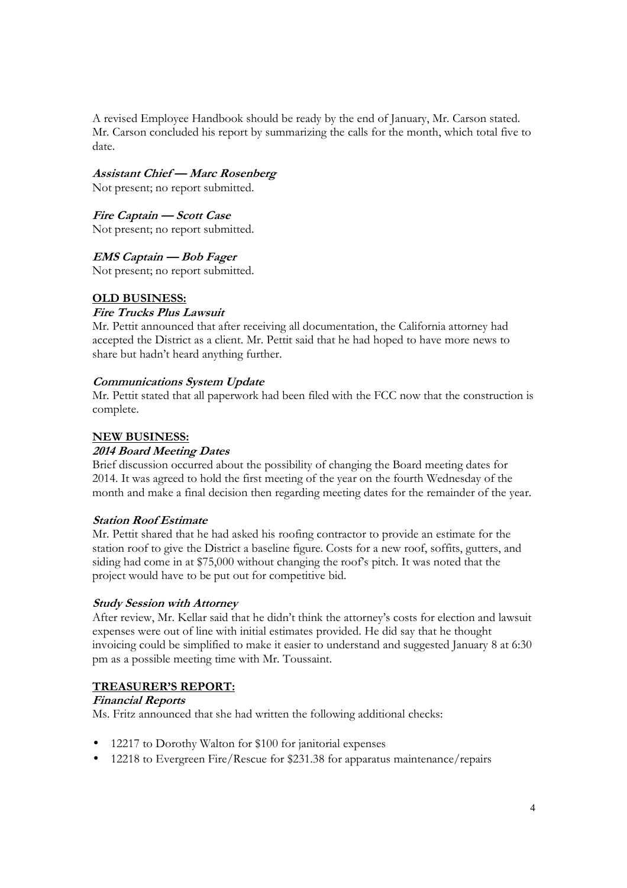A revised Employee Handbook should be ready by the end of January, Mr. Carson stated. Mr. Carson concluded his report by summarizing the calls for the month, which total five to date.

***Assistant Chief — Marc Rosenberg***

Not present; no report submitted.

***Fire Captain — Scott Case***

Not present; no report submitted.

***EMS Captain — Bob Fager***

Not present; no report submitted.

## OLD BUSINESS:

***Fire Trucks Plus Lawsuit***

Mr. Pettit announced that after receiving all documentation, the California attorney had accepted the District as a client. Mr. Pettit said that he had hoped to have more news to share but hadn't heard anything further.

***Communications System Update***

Mr. Pettit stated that all paperwork had been filed with the FCC now that the construction is complete.

## NEW BUSINESS:

***2014 Board Meeting Dates***

Brief discussion occurred about the possibility of changing the Board meeting dates for 2014. It was agreed to hold the first meeting of the year on the fourth Wednesday of the month and make a final decision then regarding meeting dates for the remainder of the year.

***Station Roof Estimate***

Mr. Pettit shared that he had asked his roofing contractor to provide an estimate for the station roof to give the District a baseline figure. Costs for a new roof, soffits, gutters, and siding had come in at $75,000 without changing the roof's pitch. It was noted that the project would have to be put out for competitive bid.

***Study Session with Attorney***

After review, Mr. Kellar said that he didn't think the attorney's costs for election and lawsuit expenses were out of line with initial estimates provided. He did say that he thought invoicing could be simplified to make it easier to understand and suggested January 8 at 6:30 pm as a possible meeting time with Mr. Toussaint.

## TREASURER'S REPORT:

***Financial Reports***

Ms. Fritz announced that she had written the following additional checks:

- 12217 to Dorothy Walton for $100 for janitorial expenses
- 12218 to Evergreen Fire/Rescue for $231.38 for apparatus maintenance/repairs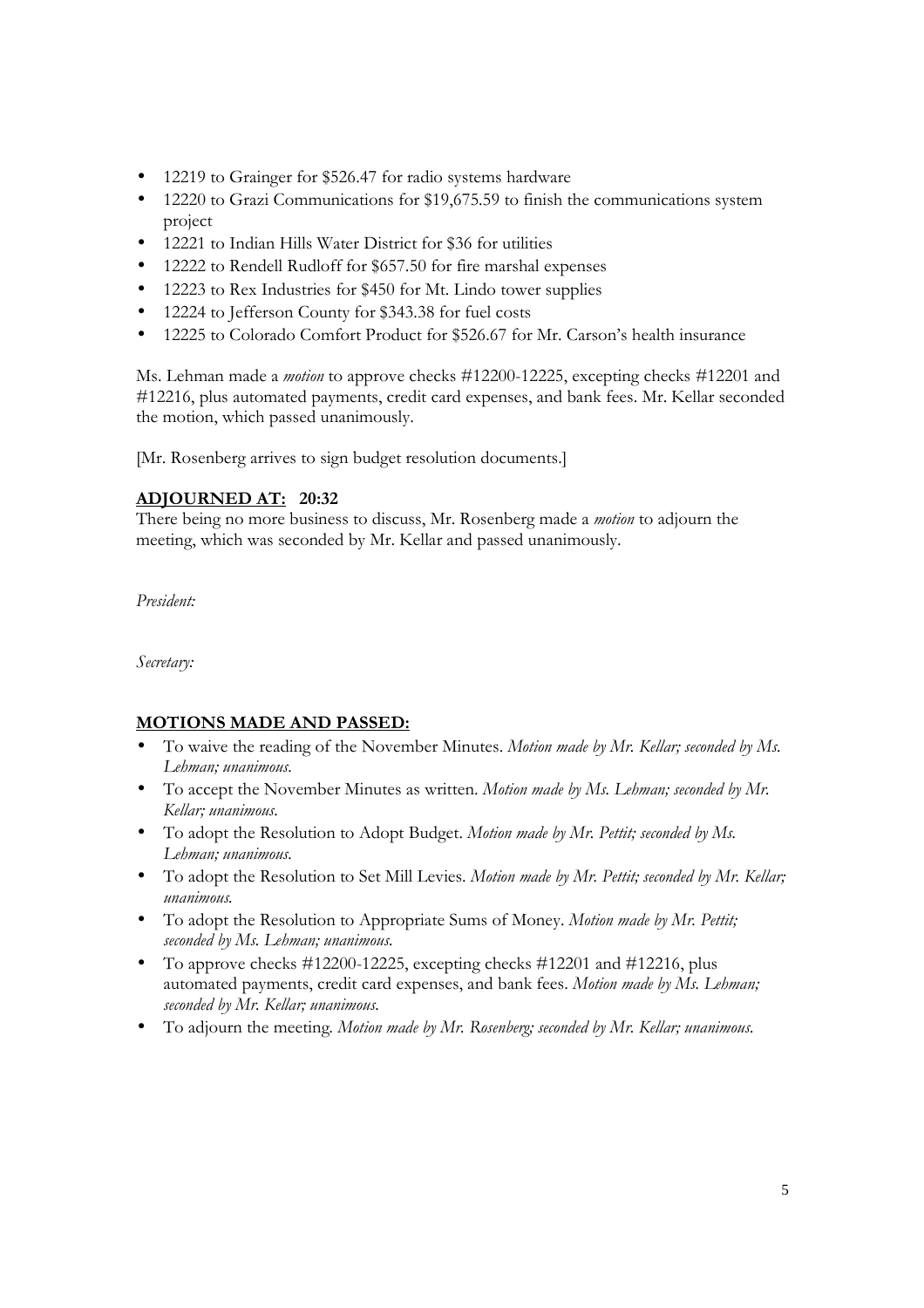- 12219 to Grainger for $526.47 for radio systems hardware
- 12220 to Grazi Communications for $19,675.59 to finish the communications system project
- 12221 to Indian Hills Water District for $36 for utilities
- 12222 to Rendell Rudloff for $657.50 for fire marshal expenses
- 12223 to Rex Industries for $450 for Mt. Lindo tower supplies
- 12224 to Jefferson County for $343.38 for fuel costs
- 12225 to Colorado Comfort Product for $526.67 for Mr. Carson's health insurance

Ms. Lehman made a *motion* to approve checks #12200-12225, excepting checks #12201 and #12216, plus automated payments, credit card expenses, and bank fees. Mr. Kellar seconded the motion, which passed unanimously.

[Mr. Rosenberg arrives to sign budget resolution documents.]

**ADJOURNED AT: 20:32**

There being no more business to discuss, Mr. Rosenberg made a *motion* to adjourn the meeting, which was seconded by Mr. Kellar and passed unanimously.

*President:*

*Secretary:*

**MOTIONS MADE AND PASSED:**

- To waive the reading of the November Minutes. *Motion made by Mr. Kellar; seconded by Ms. Lehman; unanimous.*
- To accept the November Minutes as written. *Motion made by Ms. Lehman; seconded by Mr. Kellar; unanimous.*
- To adopt the Resolution to Adopt Budget. *Motion made by Mr. Pettit; seconded by Ms. Lehman; unanimous.*
- To adopt the Resolution to Set Mill Levies. *Motion made by Mr. Pettit; seconded by Mr. Kellar; unanimous.*
- To adopt the Resolution to Appropriate Sums of Money. *Motion made by Mr. Pettit; seconded by Ms. Lehman; unanimous.*
- To approve checks #12200-12225, excepting checks #12201 and #12216, plus automated payments, credit card expenses, and bank fees. *Motion made by Ms. Lehman; seconded by Mr. Kellar; unanimous.*
- To adjourn the meeting. *Motion made by Mr. Rosenberg; seconded by Mr. Kellar; unanimous.*